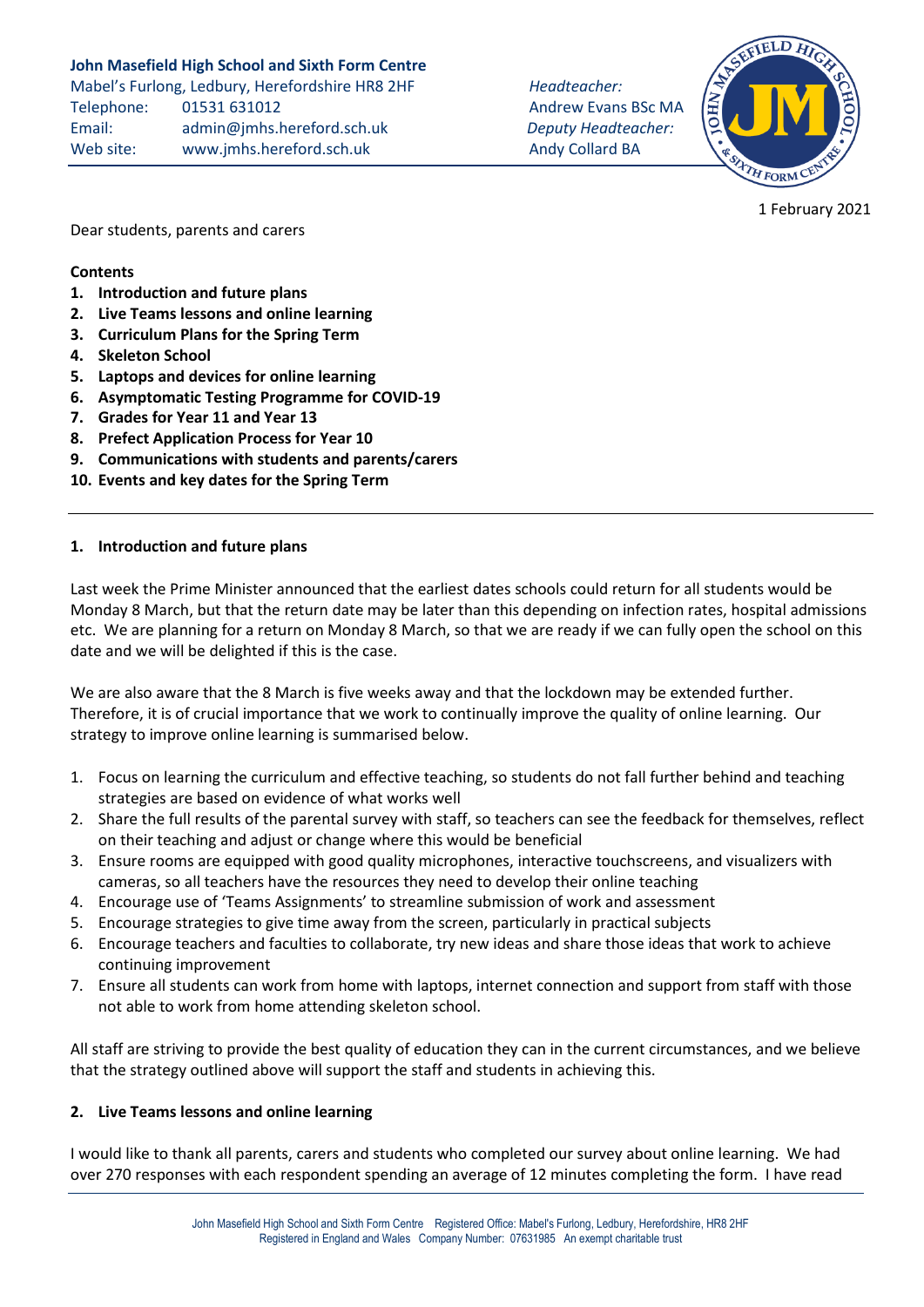**John Masefield High School and Sixth Form Centre**
Mabel's Furlong, Ledbury, Herefordshire HR8 2HF
Telephone: 01531 631012
Email: admin@jmhs.hereford.sch.uk
Web site: www.jmhs.hereford.sch.uk

*Headteacher:*
Andrew Evans BSc MA
*Deputy Headteacher:*
Andy Collard BA

1 February 2021

Dear students, parents and carers

**Contents**

1. **Introduction and future plans**
2. **Live Teams lessons and online learning**
3. **Curriculum Plans for the Spring Term**
4. **Skeleton School**
5. **Laptops and devices for online learning**
6. **Asymptomatic Testing Programme for COVID-19**
7. **Grades for Year 11 and Year 13**
8. **Prefect Application Process for Year 10**
9. **Communications with students and parents/carers**
10. **Events and key dates for the Spring Term**

---

## 1. Introduction and future plans

Last week the Prime Minister announced that the earliest dates schools could return for all students would be Monday 8 March, but that the return date may be later than this depending on infection rates, hospital admissions etc. We are planning for a return on Monday 8 March, so that we are ready if we can fully open the school on this date and we will be delighted if this is the case.

We are also aware that the 8 March is five weeks away and that the lockdown may be extended further. Therefore, it is of crucial importance that we work to continually improve the quality of online learning. Our strategy to improve online learning is summarised below.

1. Focus on learning the curriculum and effective teaching, so students do not fall further behind and teaching strategies are based on evidence of what works well
2. Share the full results of the parental survey with staff, so teachers can see the feedback for themselves, reflect on their teaching and adjust or change where this would be beneficial
3. Ensure rooms are equipped with good quality microphones, interactive touchscreens, and visualizers with cameras, so all teachers have the resources they need to develop their online teaching
4. Encourage use of 'Teams Assignments' to streamline submission of work and assessment
5. Encourage strategies to give time away from the screen, particularly in practical subjects
6. Encourage teachers and faculties to collaborate, try new ideas and share those ideas that work to achieve continuing improvement
7. Ensure all students can work from home with laptops, internet connection and support from staff with those not able to work from home attending skeleton school.

All staff are striving to provide the best quality of education they can in the current circumstances, and we believe that the strategy outlined above will support the staff and students in achieving this.

## 2. Live Teams lessons and online learning

I would like to thank all parents, carers and students who completed our survey about online learning. We had over 270 responses with each respondent spending an average of 12 minutes completing the form. I have read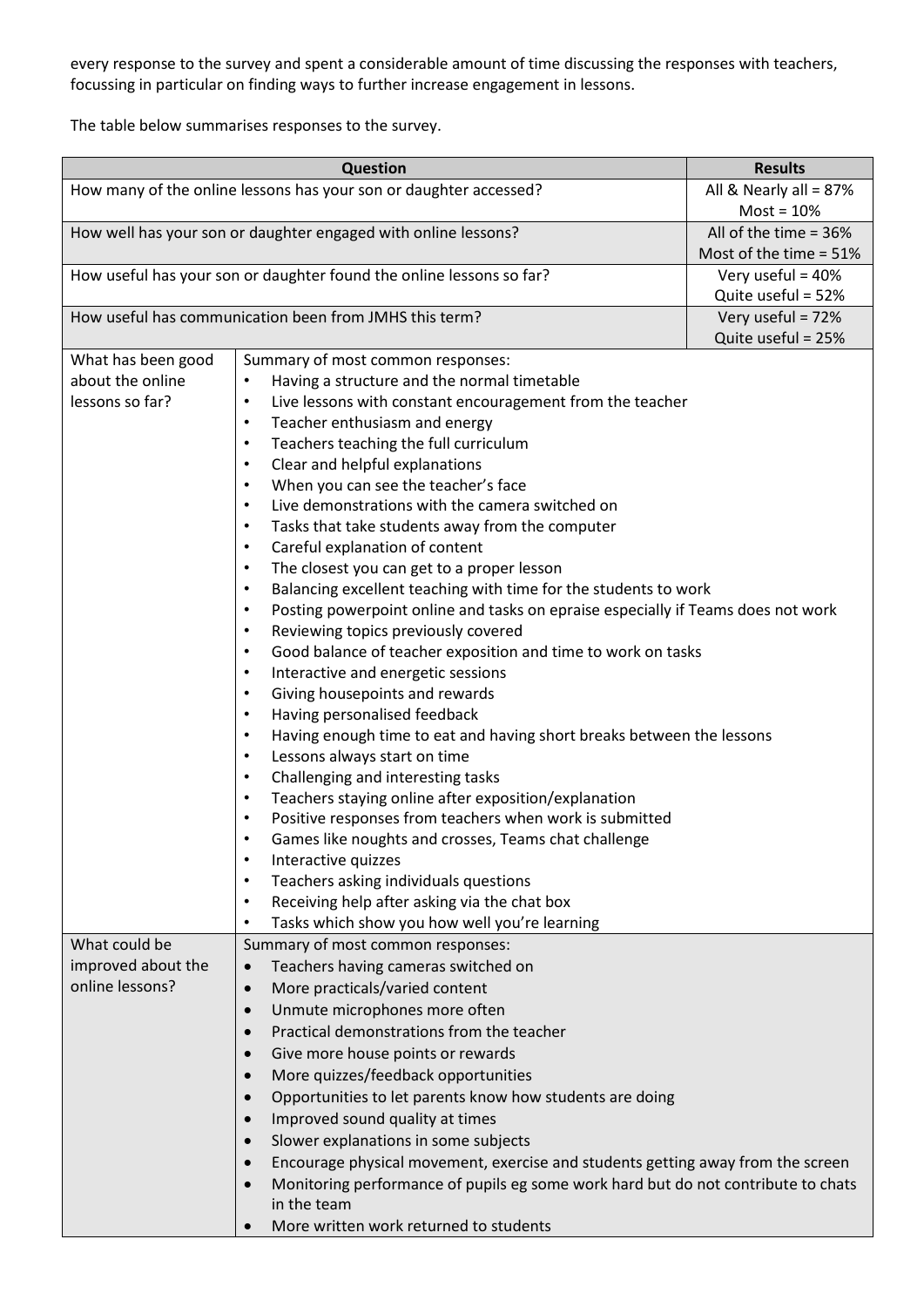every response to the survey and spent a considerable amount of time discussing the responses with teachers, focussing in particular on finding ways to further increase engagement in lessons.

The table below summarises responses to the survey.

| Question | | Results |
|---|---|---|
| How many of the online lessons has your son or daughter accessed? | | All & Nearly all = 87%<br>Most = 10% |
| How well has your son or daughter engaged with online lessons? | | All of the time = 36%<br>Most of the time = 51% |
| How useful has your son or daughter found the online lessons so far? | | Very useful = 40%<br>Quite useful = 52% |
| How useful has communication been from JMHS this term? | | Very useful = 72%<br>Quite useful = 25% |
| What has been good about the online lessons so far? | Summary of most common responses:<br>• Having a structure and the normal timetable<br>• Live lessons with constant encouragement from the teacher<br>• Teacher enthusiasm and energy<br>• Teachers teaching the full curriculum<br>• Clear and helpful explanations<br>• When you can see the teacher's face<br>• Live demonstrations with the camera switched on<br>• Tasks that take students away from the computer<br>• Careful explanation of content<br>• The closest you can get to a proper lesson<br>• Balancing excellent teaching with time for the students to work<br>• Posting powerpoint online and tasks on epraise especially if Teams does not work<br>• Reviewing topics previously covered<br>• Good balance of teacher exposition and time to work on tasks<br>• Interactive and energetic sessions<br>• Giving housepoints and rewards<br>• Having personalised feedback<br>• Having enough time to eat and having short breaks between the lessons<br>• Lessons always start on time<br>• Challenging and interesting tasks<br>• Teachers staying online after exposition/explanation<br>• Positive responses from teachers when work is submitted<br>• Games like noughts and crosses, Teams chat challenge<br>• Interactive quizzes<br>• Teachers asking individuals questions<br>• Receiving help after asking via the chat box<br>• Tasks which show you how well you're learning | |
| What could be improved about the online lessons? | Summary of most common responses:<br>• Teachers having cameras switched on<br>• More practicals/varied content<br>• Unmute microphones more often<br>• Practical demonstrations from the teacher<br>• Give more house points or rewards<br>• More quizzes/feedback opportunities<br>• Opportunities to let parents know how students are doing<br>• Improved sound quality at times<br>• Slower explanations in some subjects<br>• Encourage physical movement, exercise and students getting away from the screen<br>• Monitoring performance of pupils eg some work hard but do not contribute to chats in the team<br>• More written work returned to students | |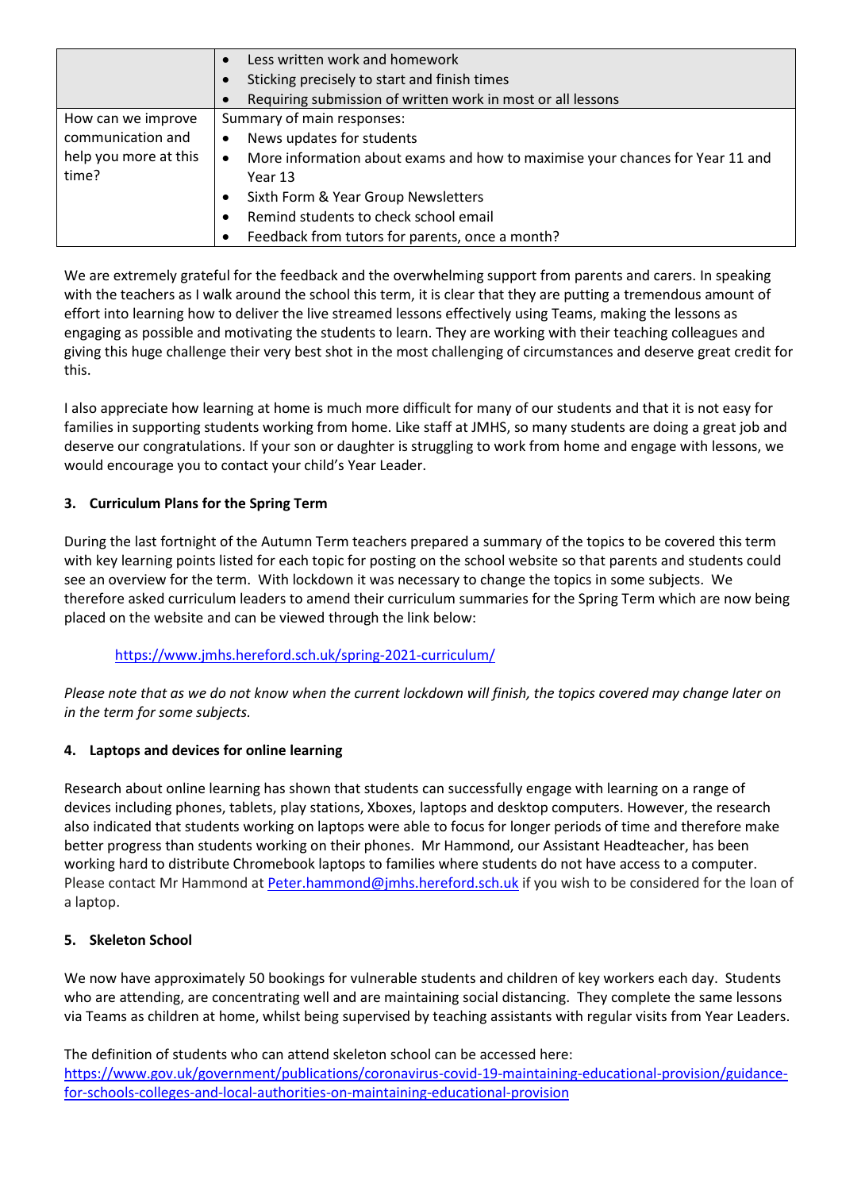|  |  |
| --- | --- |
|  | • Less written work and homework<br>• Sticking precisely to start and finish times<br>• Requiring submission of written work in most or all lessons |
| How can we improve communication and help you more at this time? | Summary of main responses:<br>• News updates for students<br>• More information about exams and how to maximise your chances for Year 11 and Year 13<br>• Sixth Form & Year Group Newsletters<br>• Remind students to check school email<br>• Feedback from tutors for parents, once a month? |

We are extremely grateful for the feedback and the overwhelming support from parents and carers. In speaking with the teachers as I walk around the school this term, it is clear that they are putting a tremendous amount of effort into learning how to deliver the live streamed lessons effectively using Teams, making the lessons as engaging as possible and motivating the students to learn. They are working with their teaching colleagues and giving this huge challenge their very best shot in the most challenging of circumstances and deserve great credit for this.

I also appreciate how learning at home is much more difficult for many of our students and that it is not easy for families in supporting students working from home. Like staff at JMHS, so many students are doing a great job and deserve our congratulations. If your son or daughter is struggling to work from home and engage with lessons, we would encourage you to contact your child's Year Leader.

**3. Curriculum Plans for the Spring Term**

During the last fortnight of the Autumn Term teachers prepared a summary of the topics to be covered this term with key learning points listed for each topic for posting on the school website so that parents and students could see an overview for the term. With lockdown it was necessary to change the topics in some subjects. We therefore asked curriculum leaders to amend their curriculum summaries for the Spring Term which are now being placed on the website and can be viewed through the link below:

https://www.jmhs.hereford.sch.uk/spring-2021-curriculum/

*Please note that as we do not know when the current lockdown will finish, the topics covered may change later on in the term for some subjects.*

**4. Laptops and devices for online learning**

Research about online learning has shown that students can successfully engage with learning on a range of devices including phones, tablets, play stations, Xboxes, laptops and desktop computers. However, the research also indicated that students working on laptops were able to focus for longer periods of time and therefore make better progress than students working on their phones. Mr Hammond, our Assistant Headteacher, has been working hard to distribute Chromebook laptops to families where students do not have access to a computer. Please contact Mr Hammond at Peter.hammond@jmhs.hereford.sch.uk if you wish to be considered for the loan of a laptop.

**5. Skeleton School**

We now have approximately 50 bookings for vulnerable students and children of key workers each day. Students who are attending, are concentrating well and are maintaining social distancing. They complete the same lessons via Teams as children at home, whilst being supervised by teaching assistants with regular visits from Year Leaders.

The definition of students who can attend skeleton school can be accessed here:
https://www.gov.uk/government/publications/coronavirus-covid-19-maintaining-educational-provision/guidance-for-schools-colleges-and-local-authorities-on-maintaining-educational-provision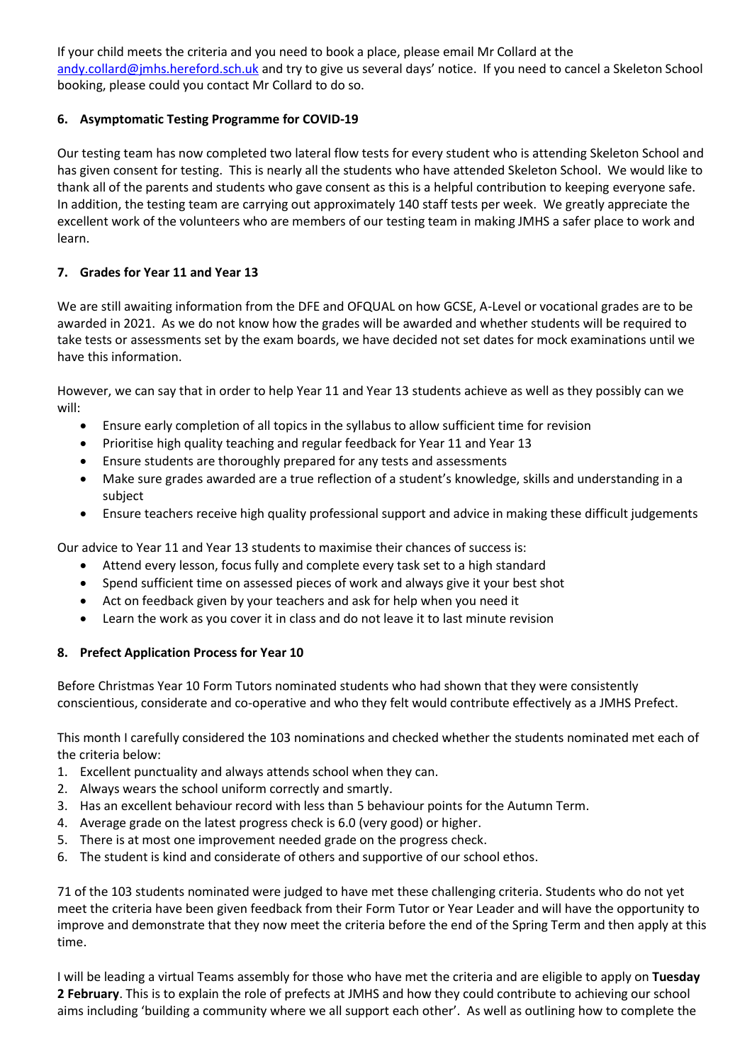If your child meets the criteria and you need to book a place, please email Mr Collard at the [andy.collard@jmhs.hereford.sch.uk](mailto:andy.collard@jmhs.hereford.sch.uk) and try to give us several days' notice. If you need to cancel a Skeleton School booking, please could you contact Mr Collard to do so.

**6. Asymptomatic Testing Programme for COVID-19**

Our testing team has now completed two lateral flow tests for every student who is attending Skeleton School and has given consent for testing. This is nearly all the students who have attended Skeleton School. We would like to thank all of the parents and students who gave consent as this is a helpful contribution to keeping everyone safe. In addition, the testing team are carrying out approximately 140 staff tests per week. We greatly appreciate the excellent work of the volunteers who are members of our testing team in making JMHS a safer place to work and learn.

**7. Grades for Year 11 and Year 13**

We are still awaiting information from the DFE and OFQUAL on how GCSE, A-Level or vocational grades are to be awarded in 2021. As we do not know how the grades will be awarded and whether students will be required to take tests or assessments set by the exam boards, we have decided not set dates for mock examinations until we have this information.

However, we can say that in order to help Year 11 and Year 13 students achieve as well as they possibly can we will:

- Ensure early completion of all topics in the syllabus to allow sufficient time for revision
- Prioritise high quality teaching and regular feedback for Year 11 and Year 13
- Ensure students are thoroughly prepared for any tests and assessments
- Make sure grades awarded are a true reflection of a student's knowledge, skills and understanding in a subject
- Ensure teachers receive high quality professional support and advice in making these difficult judgements

Our advice to Year 11 and Year 13 students to maximise their chances of success is:

- Attend every lesson, focus fully and complete every task set to a high standard
- Spend sufficient time on assessed pieces of work and always give it your best shot
- Act on feedback given by your teachers and ask for help when you need it
- Learn the work as you cover it in class and do not leave it to last minute revision

**8. Prefect Application Process for Year 10**

Before Christmas Year 10 Form Tutors nominated students who had shown that they were consistently conscientious, considerate and co-operative and who they felt would contribute effectively as a JMHS Prefect.

This month I carefully considered the 103 nominations and checked whether the students nominated met each of the criteria below:

1. Excellent punctuality and always attends school when they can.
2. Always wears the school uniform correctly and smartly.
3. Has an excellent behaviour record with less than 5 behaviour points for the Autumn Term.
4. Average grade on the latest progress check is 6.0 (very good) or higher.
5. There is at most one improvement needed grade on the progress check.
6. The student is kind and considerate of others and supportive of our school ethos.

71 of the 103 students nominated were judged to have met these challenging criteria. Students who do not yet meet the criteria have been given feedback from their Form Tutor or Year Leader and will have the opportunity to improve and demonstrate that they now meet the criteria before the end of the Spring Term and then apply at this time.

I will be leading a virtual Teams assembly for those who have met the criteria and are eligible to apply on **Tuesday 2 February**. This is to explain the role of prefects at JMHS and how they could contribute to achieving our school aims including 'building a community where we all support each other'. As well as outlining how to complete the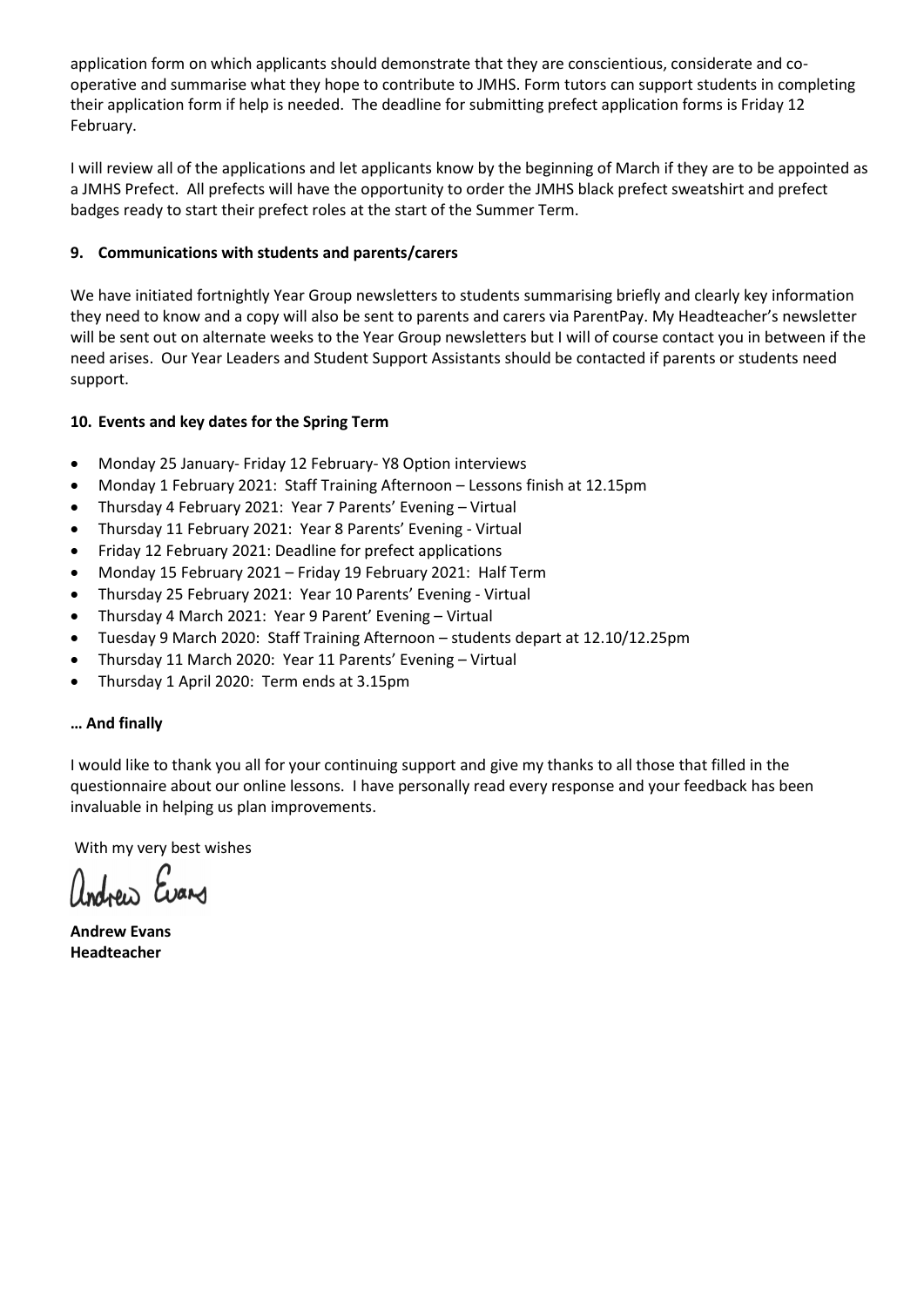application form on which applicants should demonstrate that they are conscientious, considerate and co-operative and summarise what they hope to contribute to JMHS. Form tutors can support students in completing their application form if help is needed. The deadline for submitting prefect application forms is Friday 12 February.

I will review all of the applications and let applicants know by the beginning of March if they are to be appointed as a JMHS Prefect. All prefects will have the opportunity to order the JMHS black prefect sweatshirt and prefect badges ready to start their prefect roles at the start of the Summer Term.

**9. Communications with students and parents/carers**

We have initiated fortnightly Year Group newsletters to students summarising briefly and clearly key information they need to know and a copy will also be sent to parents and carers via ParentPay. My Headteacher's newsletter will be sent out on alternate weeks to the Year Group newsletters but I will of course contact you in between if the need arises. Our Year Leaders and Student Support Assistants should be contacted if parents or students need support.

**10. Events and key dates for the Spring Term**

- Monday 25 January- Friday 12 February- Y8 Option interviews
- Monday 1 February 2021: Staff Training Afternoon – Lessons finish at 12.15pm
- Thursday 4 February 2021: Year 7 Parents' Evening – Virtual
- Thursday 11 February 2021: Year 8 Parents' Evening - Virtual
- Friday 12 February 2021: Deadline for prefect applications
- Monday 15 February 2021 – Friday 19 February 2021: Half Term
- Thursday 25 February 2021: Year 10 Parents' Evening - Virtual
- Thursday 4 March 2021: Year 9 Parent' Evening – Virtual
- Tuesday 9 March 2020: Staff Training Afternoon – students depart at 12.10/12.25pm
- Thursday 11 March 2020: Year 11 Parents' Evening – Virtual
- Thursday 1 April 2020: Term ends at 3.15pm

**… And finally**

I would like to thank you all for your continuing support and give my thanks to all those that filled in the questionnaire about our online lessons. I have personally read every response and your feedback has been invaluable in helping us plan improvements.

With my very best wishes

Andrew Evans

**Andrew Evans**
**Headteacher**